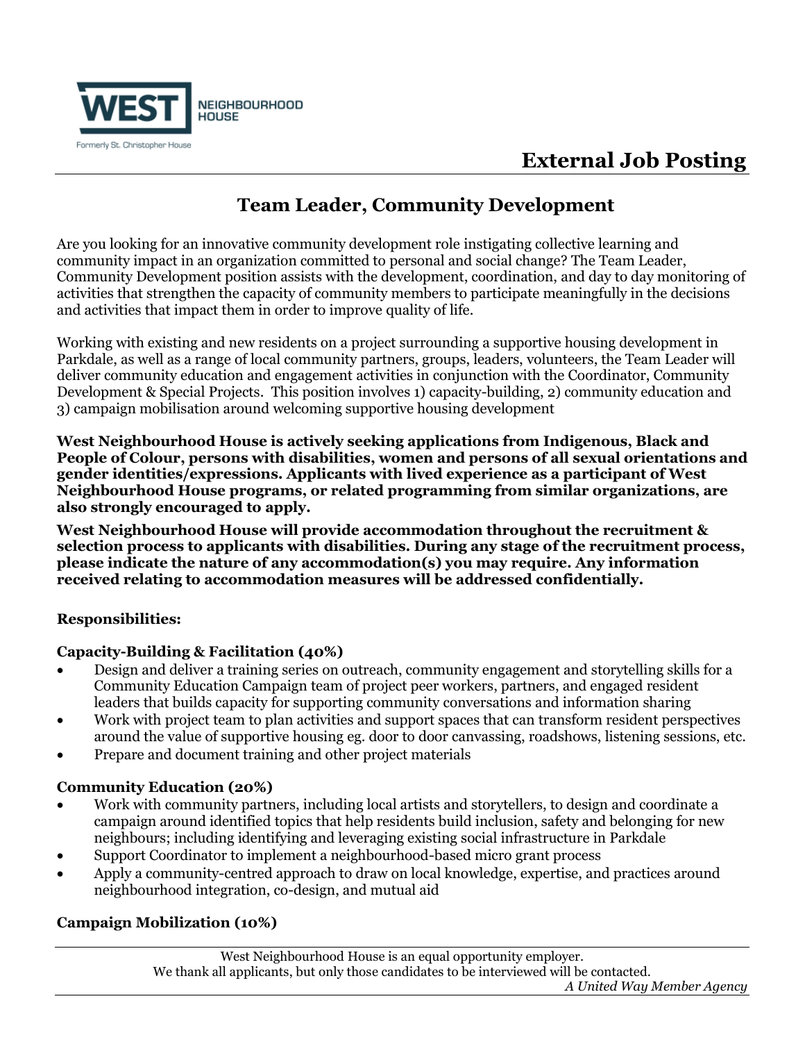WEST NEIGHBOURHOOD HOUSE

Formerly St. Christopher House

# External Job Posting

## Team Leader, Community Development

Are you looking for an innovative community development role instigating collective learning and community impact in an organization committed to personal and social change? The Team Leader, Community Development position assists with the development, coordination, and day to day monitoring of activities that strengthen the capacity of community members to participate meaningfully in the decisions and activities that impact them in order to improve quality of life.

Working with existing and new residents on a project surrounding a supportive housing development in Parkdale, as well as a range of local community partners, groups, leaders, volunteers, the Team Leader will deliver community education and engagement activities in conjunction with the Coordinator, Community Development & Special Projects. This position involves 1) capacity-building, 2) community education and 3) campaign mobilisation around welcoming supportive housing development

**West Neighbourhood House is actively seeking applications from Indigenous, Black and People of Colour, persons with disabilities, women and persons of all sexual orientations and gender identities/expressions. Applicants with lived experience as a participant of West Neighbourhood House programs, or related programming from similar organizations, are also strongly encouraged to apply.**

**West Neighbourhood House will provide accommodation throughout the recruitment & selection process to applicants with disabilities. During any stage of the recruitment process, please indicate the nature of any accommodation(s) you may require. Any information received relating to accommodation measures will be addressed confidentially.**

### Responsibilities:

**Capacity-Building & Facilitation (40%)**

- Design and deliver a training series on outreach, community engagement and storytelling skills for a Community Education Campaign team of project peer workers, partners, and engaged resident leaders that builds capacity for supporting community conversations and information sharing
- Work with project team to plan activities and support spaces that can transform resident perspectives around the value of supportive housing eg. door to door canvassing, roadshows, listening sessions, etc.
- Prepare and document training and other project materials

**Community Education (20%)**

- Work with community partners, including local artists and storytellers, to design and coordinate a campaign around identified topics that help residents build inclusion, safety and belonging for new neighbours; including identifying and leveraging existing social infrastructure in Parkdale
- Support Coordinator to implement a neighbourhood-based micro grant process
- Apply a community-centred approach to draw on local knowledge, expertise, and practices around neighbourhood integration, co-design, and mutual aid

**Campaign Mobilization (10%)**

West Neighbourhood House is an equal opportunity employer.
We thank all applicants, but only those candidates to be interviewed will be contacted.
*A United Way Member Agency*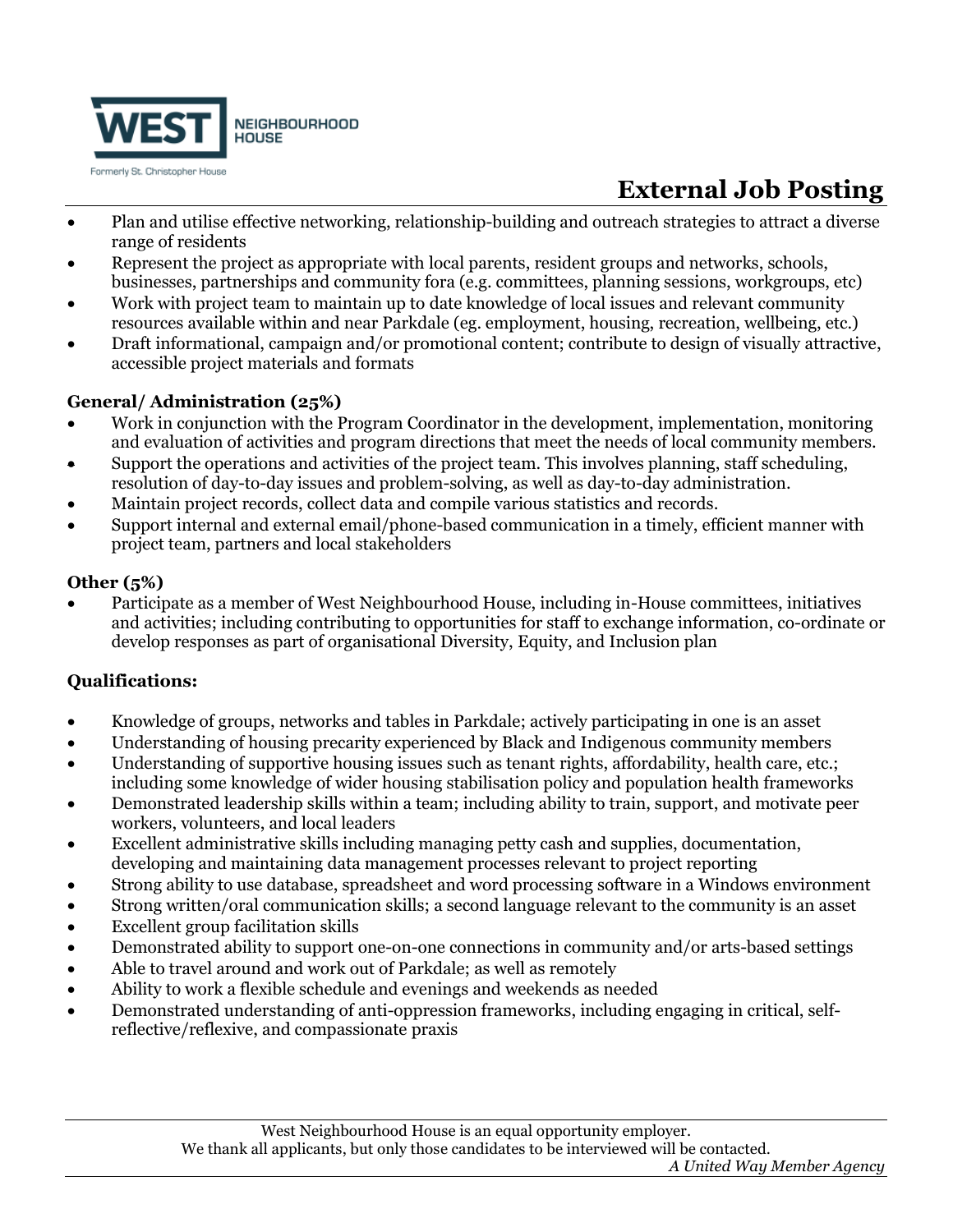- Plan and utilise effective networking, relationship-building and outreach strategies to attract a diverse range of residents
- Represent the project as appropriate with local parents, resident groups and networks, schools, businesses, partnerships and community fora (e.g. committees, planning sessions, workgroups, etc)
- Work with project team to maintain up to date knowledge of local issues and relevant community resources available within and near Parkdale (eg. employment, housing, recreation, wellbeing, etc.)
- Draft informational, campaign and/or promotional content; contribute to design of visually attractive, accessible project materials and formats

**General/ Administration (25%)**

- Work in conjunction with the Program Coordinator in the development, implementation, monitoring and evaluation of activities and program directions that meet the needs of local community members.
- Support the operations and activities of the project team. This involves planning, staff scheduling, resolution of day-to-day issues and problem-solving, as well as day-to-day administration.
- Maintain project records, collect data and compile various statistics and records.
- Support internal and external email/phone-based communication in a timely, efficient manner with project team, partners and local stakeholders

**Other (5%)**

- Participate as a member of West Neighbourhood House, including in-House committees, initiatives and activities; including contributing to opportunities for staff to exchange information, co-ordinate or develop responses as part of organisational Diversity, Equity, and Inclusion plan

**Qualifications:**

- Knowledge of groups, networks and tables in Parkdale; actively participating in one is an asset
- Understanding of housing precarity experienced by Black and Indigenous community members
- Understanding of supportive housing issues such as tenant rights, affordability, health care, etc.; including some knowledge of wider housing stabilisation policy and population health frameworks
- Demonstrated leadership skills within a team; including ability to train, support, and motivate peer workers, volunteers, and local leaders
- Excellent administrative skills including managing petty cash and supplies, documentation, developing and maintaining data management processes relevant to project reporting
- Strong ability to use database, spreadsheet and word processing software in a Windows environment
- Strong written/oral communication skills; a second language relevant to the community is an asset
- Excellent group facilitation skills
- Demonstrated ability to support one-on-one connections in community and/or arts-based settings
- Able to travel around and work out of Parkdale; as well as remotely
- Ability to work a flexible schedule and evenings and weekends as needed
- Demonstrated understanding of anti-oppression frameworks, including engaging in critical, self-reflective/reflexive, and compassionate praxis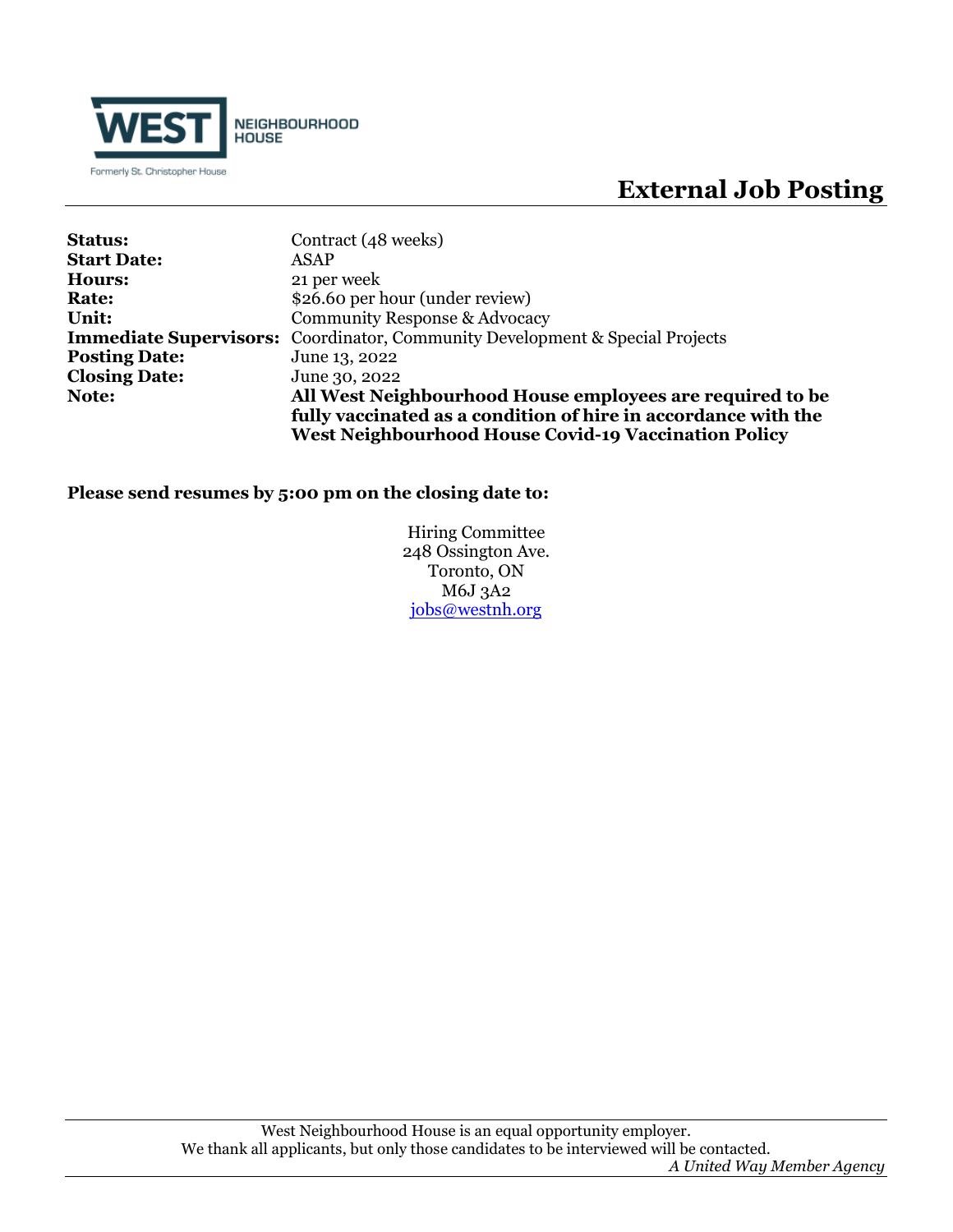WEST NEIGHBOURHOOD HOUSE

Formerly St. Christopher House

# External Job Posting

| | |
|---|---|
| **Status:** | Contract (48 weeks) |
| **Start Date:** | ASAP |
| **Hours:** | 21 per week |
| **Rate:** | $26.60 per hour (under review) |
| **Unit:** | Community Response & Advocacy |
| **Immediate Supervisors:** | Coordinator, Community Development & Special Projects |
| **Posting Date:** | June 13, 2022 |
| **Closing Date:** | June 30, 2022 |
| **Note:** | **All West Neighbourhood House employees are required to be fully vaccinated as a condition of hire in accordance with the West Neighbourhood House Covid-19 Vaccination Policy** |

**Please send resumes by 5:00 pm on the closing date to:**

Hiring Committee
248 Ossington Ave.
Toronto, ON
M6J 3A2
jobs@westnh.org

West Neighbourhood House is an equal opportunity employer.
We thank all applicants, but only those candidates to be interviewed will be contacted.
*A United Way Member Agency*